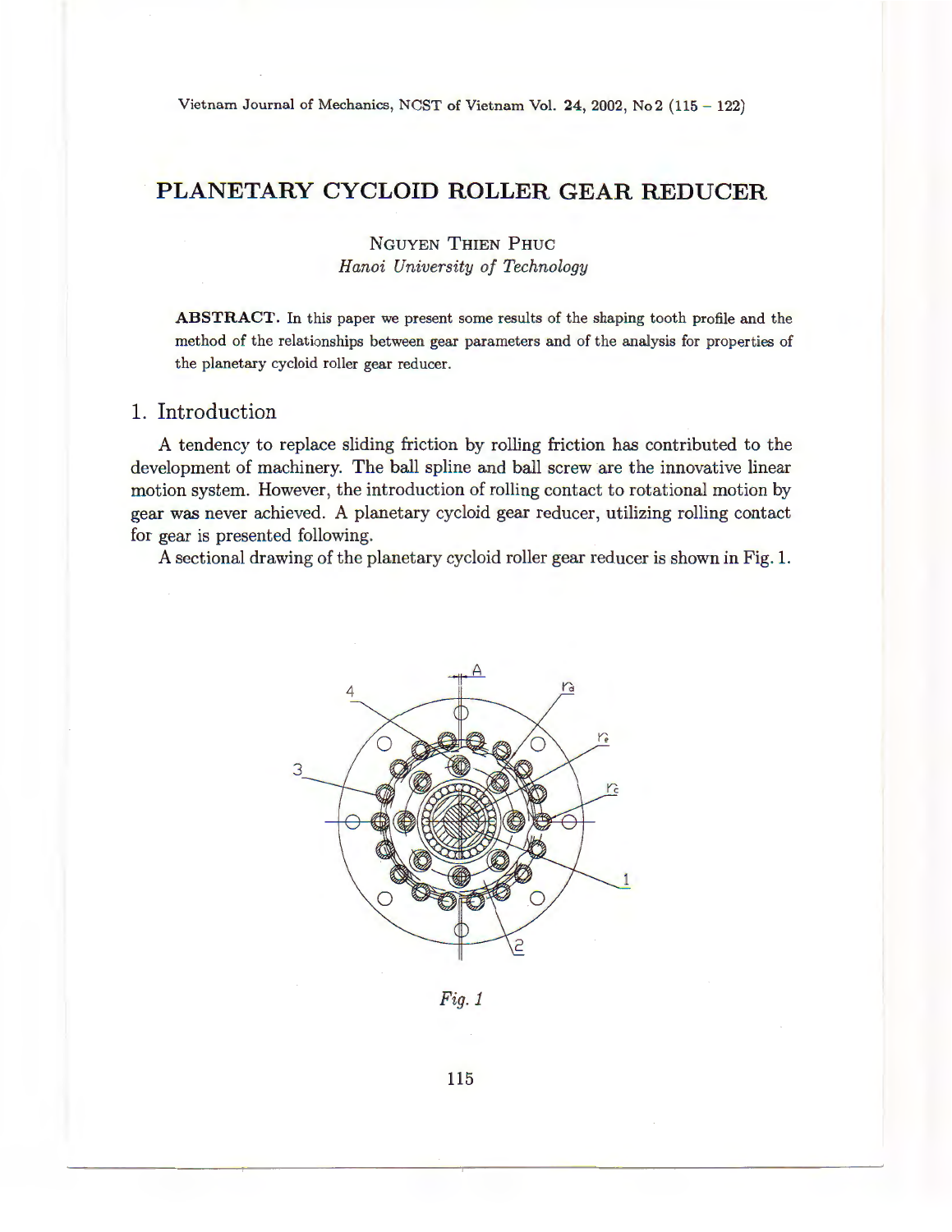# PLANETARY CYCLOID ROLLER GEAR REDUCER

NGUYEN THIEN PHUC

*Hanoi University of Technology*

**ABSTRACT.** In this paper we present some results of the shaping tooth profile and the method of the relationships between gear parameters and of the analysis for properties of the planetary cycloid roller gear reducer.

## 1. Introduction

A tendency to replace sliding friction by rolling friction has contributed to the development of machinery. The ball spline and ball screw are the innovative linear motion system. However, the introduction of rolling contact to rotational motion by gear was never achieved. A planetary cycloid gear reducer, utilizing rolling contact for gear is presented following.

A sectional drawing of the planetary cycloid roller gear reducer is shown in Fig. 1.

*Fig. 1*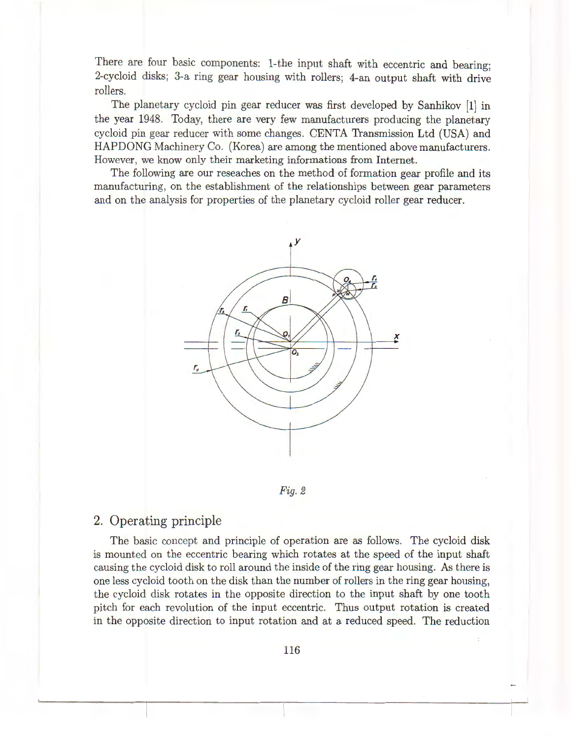There are four basic components: 1-the input shaft with eccentric and bearing; 2-cycloid disks; 3-a ring gear housing with rollers; 4-an output shaft with drive rollers.

The planetary cycloid pin gear reducer was first developed by Sanhikov [1] in the year 1948. Today, there are very few manufacturers producing the planetary cycloid pin gear reducer with some changes. CENTA Transmission Ltd (USA) and HAPDONG Machinery Co. (Korea) are among the mentioned above manufacturers. However, we know only their marketing informations from Internet.

The following are our reseaches on the method of formation gear profile and its manufacturing, on the establishment of the relationships between gear parameters and on the analysis for properties of the planetary cycloid roller gear reducer.

*Fig. 2*

## 2. Operating principle

The basic concept and principle of operation are as follows. The cycloid disk is mounted on the eccentric bearing which rotates at the speed of the input shaft causing the cycloid disk to roll around the inside of the ring gear housing. As there is one less cycloid tooth on the disk than the number of rollers in the ring gear housing, the cycloid disk rotates in the opposite direction to the input shaft by one tooth pitch for each revolution of the input eccentric. Thus output rotation is created in the opposite direction to input rotation and at a reduced speed. The reduction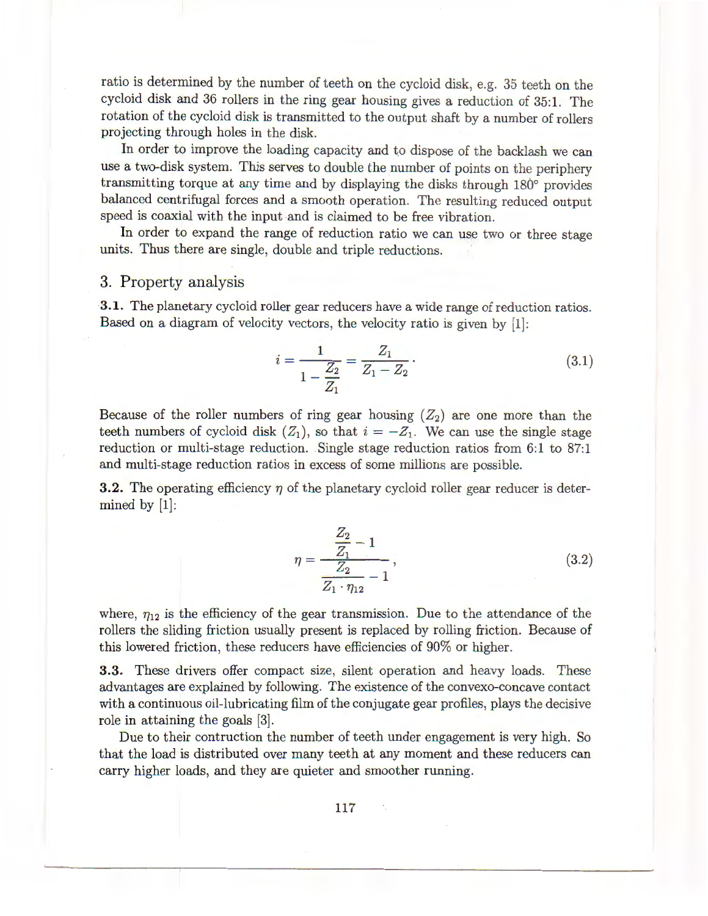ratio is determined by the number of teeth on the cycloid disk, e.g. 35 teeth on the cycloid disk and 36 rollers in the ring gear housing gives a reduction of 35:1. The rotation of the cycloid disk is transmitted to the output shaft by a number of rollers projecting through holes in the disk.

In order to improve the loading capacity and to dispose of the backlash we can use a two-disk system. This serves to double the number of points on the periphery transmitting torque at any time and by displaying the disks through 180° provides balanced centrifugal forces and a smooth operation. The resulting reduced output speed is coaxial with the input and is claimed to be free vibration.

In order to expand the range of reduction ratio we can use two or three stage units. Thus there are single, double and triple reductions.

## 3. Property analysis

**3.1.** The planetary cycloid roller gear reducers have a wide range of reduction ratios. Based on a diagram of velocity vectors, the velocity ratio is given by [1]:

$$i = \frac{1}{1 - \dfrac{Z_2}{Z_1}} = \frac{Z_1}{Z_1 - Z_2}. \tag{3.1}$$

Because of the roller numbers of ring gear housing ($Z_2$) are one more than the teeth numbers of cycloid disk ($Z_1$), so that $i = -Z_1$. We can use the single stage reduction or multi-stage reduction. Single stage reduction ratios from 6:1 to 87:1 and multi-stage reduction ratios in excess of some millions are possible.

**3.2.** The operating efficiency $\eta$ of the planetary cycloid roller gear reducer is determined by [1]:

$$\eta = \frac{\dfrac{Z_2}{Z_1} - 1}{\dfrac{Z_2}{Z_1 \cdot \eta_{12}} - 1}, \tag{3.2}$$

where, $\eta_{12}$ is the efficiency of the gear transmission. Due to the attendance of the rollers the sliding friction usually present is replaced by rolling friction. Because of this lowered friction, these reducers have efficiencies of 90% or higher.

**3.3.** These drivers offer compact size, silent operation and heavy loads. These advantages are explained by following. The existence of the convexo-concave contact with a continuous oil-lubricating film of the conjugate gear profiles, plays the decisive role in attaining the goals [3].

Due to their contruction the number of teeth under engagement is very high. So that the load is distributed over many teeth at any moment and these reducers can carry higher loads, and they are quieter and smoother running.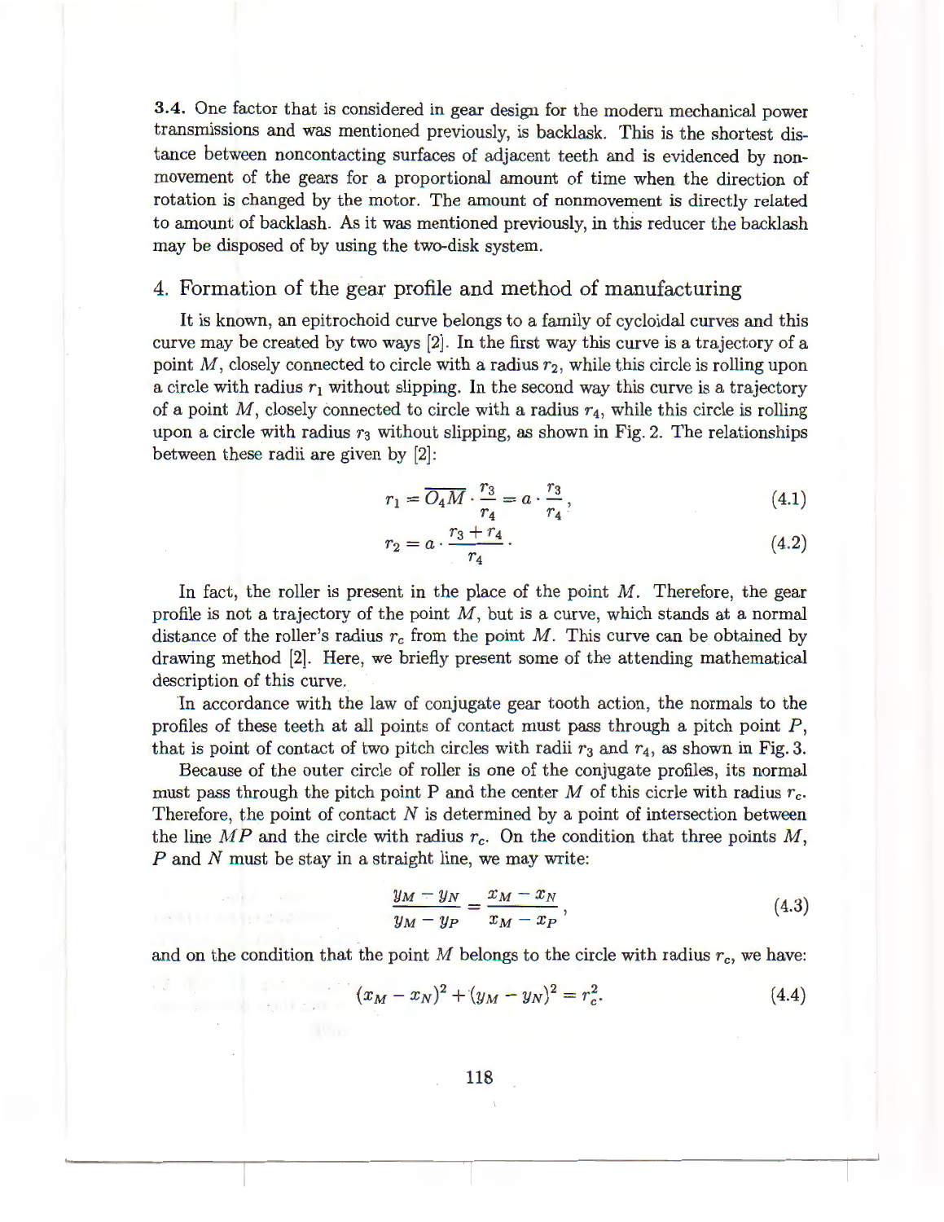**3.4.** One factor that is considered in gear design for the modern mechanical power transmissions and was mentioned previously, is backlask. This is the shortest distance between noncontacting surfaces of adjacent teeth and is evidenced by nonmovement of the gears for a proportional amount of time when the direction of rotation is changed by the motor. The amount of nonmovement is directly related to amount of backlash. As it was mentioned previously, in this reducer the backlash may be disposed of by using the two-disk system.

## 4. Formation of the gear profile and method of manufacturing

It is known, an epitrochoid curve belongs to a family of cycloidal curves and this curve may be created by two ways [2]. In the first way this curve is a trajectory of a point $M$, closely connected to circle with a radius $r_2$, while this circle is rolling upon a circle with radius $r_1$ without slipping. In the second way this curve is a trajectory of a point $M$, closely connected to circle with a radius $r_4$, while this circle is rolling upon a circle with radius $r_3$ without slipping, as shown in Fig. 2. The relationships between these radii are given by [2]:

$$r_1 = \overline{O_4M} \cdot \frac{r_3}{r_4} = a \cdot \frac{r_3}{r_4}, \tag{4.1}$$

$$r_2 = a \cdot \frac{r_3 + r_4}{r_4}. \tag{4.2}$$

In fact, the roller is present in the place of the point $M$. Therefore, the gear profile is not a trajectory of the point $M$, but is a curve, which stands at a normal distance of the roller's radius $r_c$ from the point $M$. This curve can be obtained by drawing method [2]. Here, we briefly present some of the attending mathematical description of this curve.

In accordance with the law of conjugate gear tooth action, the normals to the profiles of these teeth at all points of contact must pass through a pitch point $P$, that is point of contact of two pitch circles with radii $r_3$ and $r_4$, as shown in Fig. 3.

Because of the outer circle of roller is one of the conjugate profiles, its normal must pass through the pitch point P and the center $M$ of this cicrle with radius $r_c$. Therefore, the point of contact $N$ is determined by a point of intersection between the line $MP$ and the circle with radius $r_c$. On the condition that three points $M$, $P$ and $N$ must be stay in a straight line, we may write:

$$\frac{y_M - y_N}{y_M - y_P} = \frac{x_M - x_N}{x_M - x_P}, \tag{4.3}$$

and on the condition that the point $M$ belongs to the circle with radius $r_c$, we have:

$$(x_M - x_N)^2 + (y_M - y_N)^2 = r_c^2. \tag{4.4}$$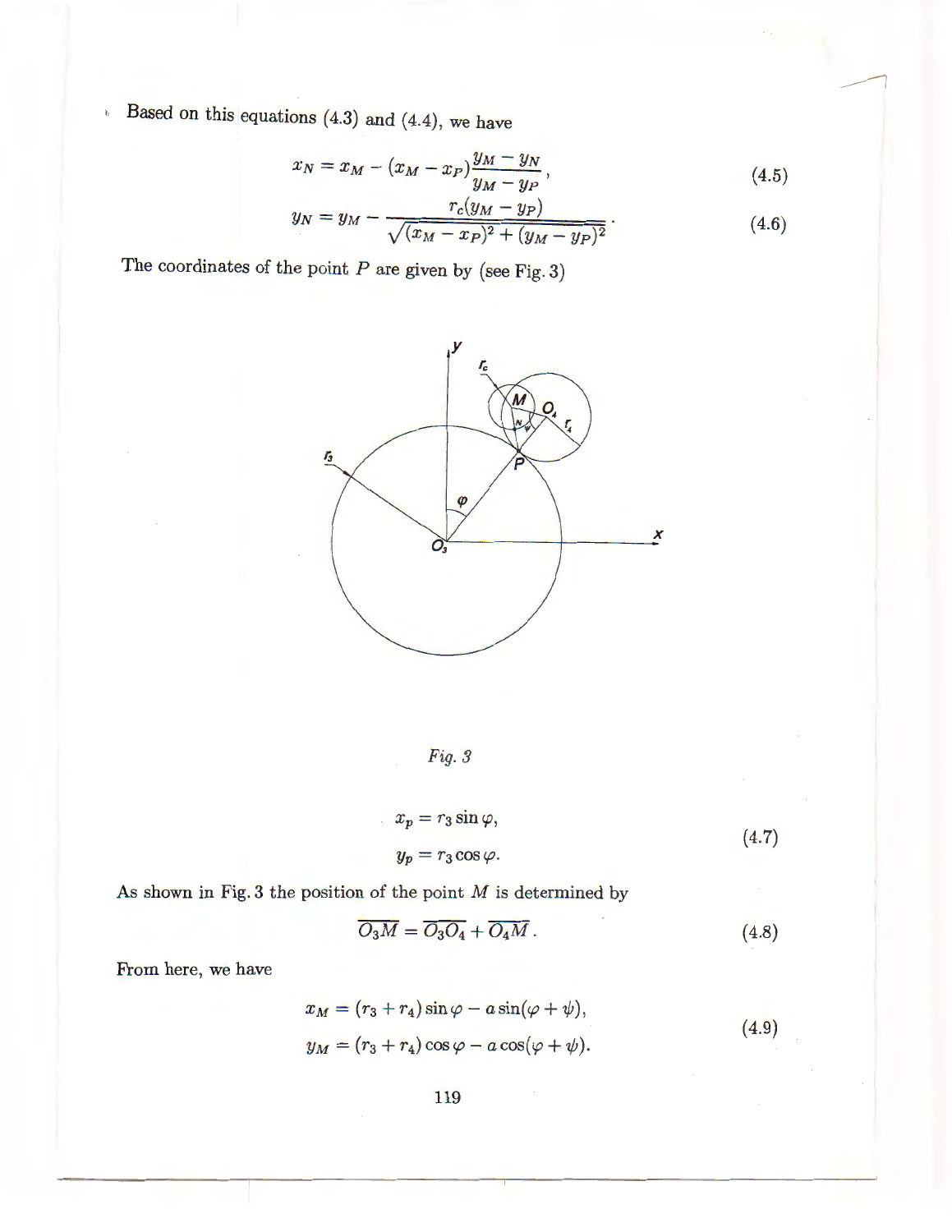Based on this equations (4.3) and (4.4), we have

$$x_N = x_M - (x_M - x_P)\frac{y_M - y_N}{y_M - y_P}, \tag{4.5}$$

$$y_N = y_M - \frac{r_c(y_M - y_P)}{\sqrt{(x_M - x_P)^2 + (y_M - y_P)^2}}. \tag{4.6}$$

The coordinates of the point $P$ are given by (see Fig. 3)

*Fig. 3*

$$x_p = r_3 \sin\varphi,$$
$$y_p = r_3 \cos\varphi. \tag{4.7}$$

As shown in Fig. 3 the position of the point $M$ is determined by

$$\overline{O_3M} = \overline{O_3O_4} + \overline{O_4M}. \tag{4.8}$$

From here, we have

$$x_M = (r_3 + r_4)\sin\varphi - a\sin(\varphi + \psi),$$
$$y_M = (r_3 + r_4)\cos\varphi - a\cos(\varphi + \psi). \tag{4.9}$$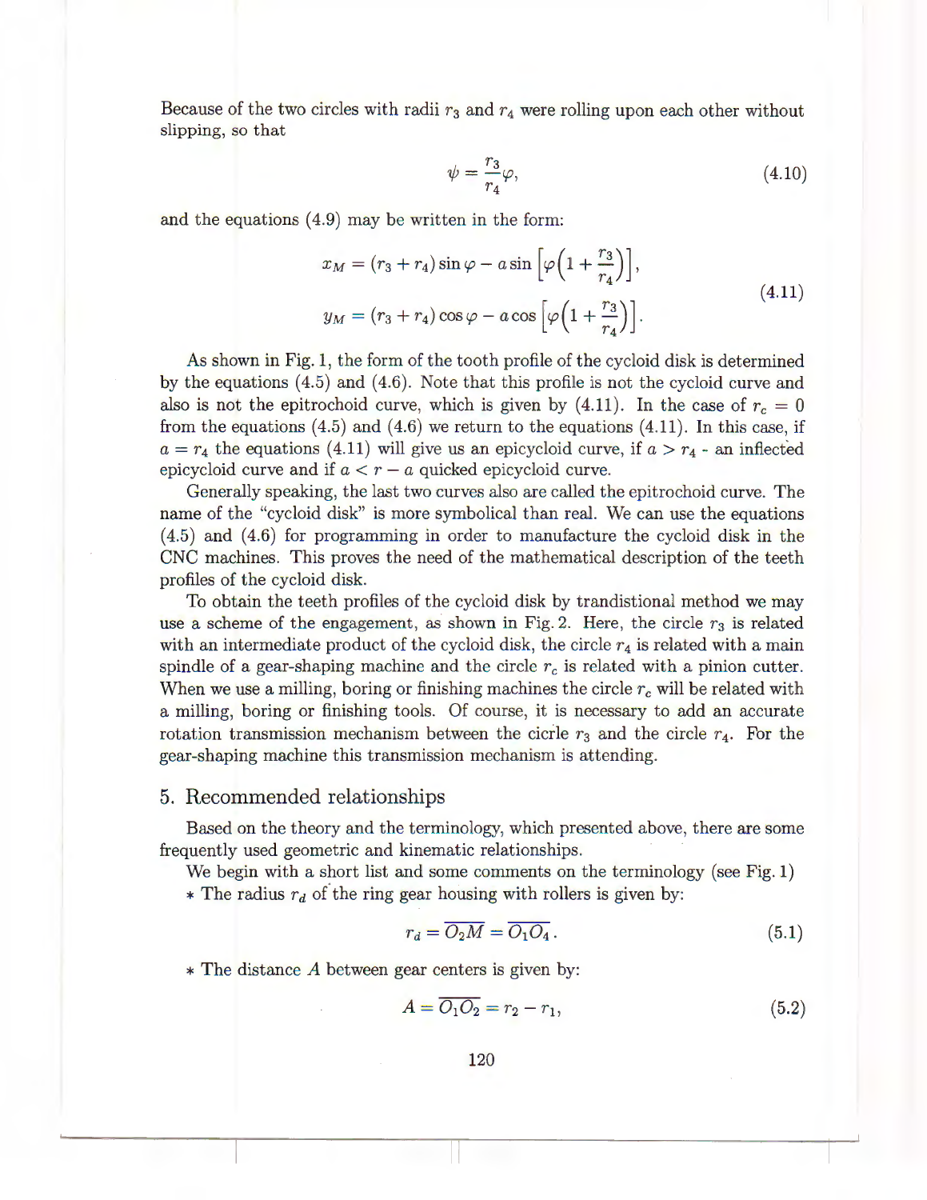Because of the two circles with radii $r_3$ and $r_4$ were rolling upon each other without slipping, so that

$$\psi = \frac{r_3}{r_4}\varphi, \tag{4.10}$$

and the equations (4.9) may be written in the form:

$$\begin{aligned} x_M &= (r_3 + r_4)\sin\varphi - a\sin\Big[\varphi\Big(1 + \frac{r_3}{r_4}\Big)\Big], \\ y_M &= (r_3 + r_4)\cos\varphi - a\cos\Big[\varphi\Big(1 + \frac{r_3}{r_4}\Big)\Big]. \end{aligned} \tag{4.11}$$

As shown in Fig. 1, the form of the tooth profile of the cycloid disk is determined by the equations (4.5) and (4.6). Note that this profile is not the cycloid curve and also is not the epitrochoid curve, which is given by (4.11). In the case of $r_c = 0$ from the equations (4.5) and (4.6) we return to the equations (4.11). In this case, if $a = r_4$ the equations (4.11) will give us an epicycloid curve, if $a > r_4$ - an inflected epicycloid curve and if $a < r - a$ quicked epicycloid curve.

Generally speaking, the last two curves also are called the epitrochoid curve. The name of the "cycloid disk" is more symbolical than real. We can use the equations (4.5) and (4.6) for programming in order to manufacture the cycloid disk in the CNC machines. This proves the need of the mathematical description of the teeth profiles of the cycloid disk.

To obtain the teeth profiles of the cycloid disk by trandistional method we may use a scheme of the engagement, as shown in Fig. 2. Here, the circle $r_3$ is related with an intermediate product of the cycloid disk, the circle $r_4$ is related with a main spindle of a gear-shaping machine and the circle $r_c$ is related with a pinion cutter. When we use a milling, boring or finishing machines the circle $r_c$ will be related with a milling, boring or finishing tools. Of course, it is necessary to add an accurate rotation transmission mechanism between the cicrle $r_3$ and the circle $r_4$. For the gear-shaping machine this transmission mechanism is attending.

## 5. Recommended relationships

Based on the theory and the terminology, which presented above, there are some frequently used geometric and kinematic relationships.

We begin with a short list and some comments on the terminology (see Fig. 1)

* The radius $r_d$ of the ring gear housing with rollers is given by:

$$r_d = \overline{O_2M} = \overline{O_1O_4}. \tag{5.1}$$

* The distance $A$ between gear centers is given by:

$$A = \overline{O_1O_2} = r_2 - r_1, \tag{5.2}$$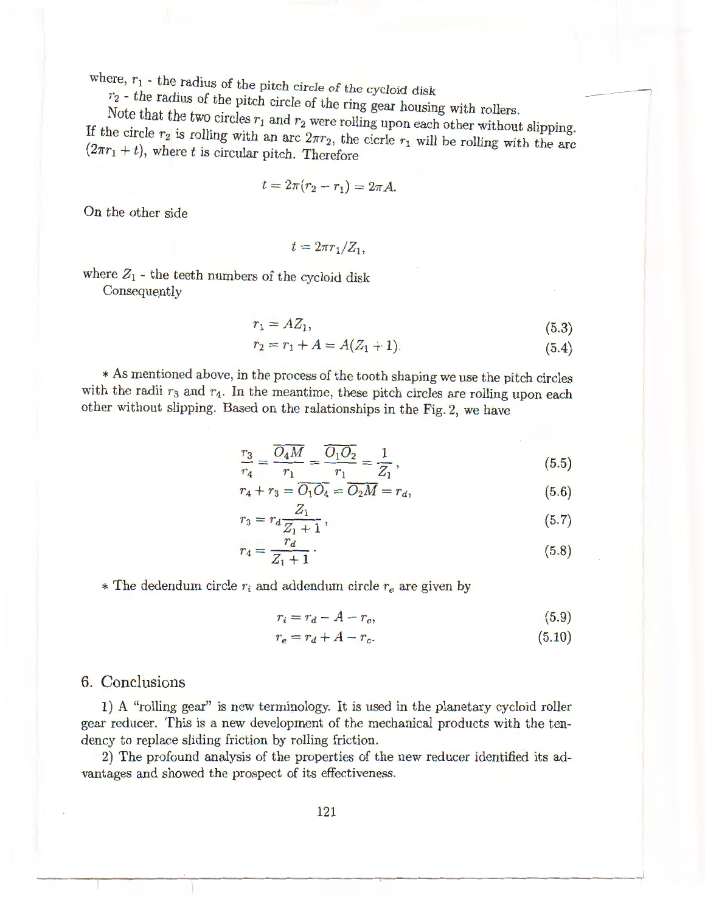where, $r_1$ - the radius of the pitch circle of the cycloid disk

$r_2$ - the radius of the pitch circle of the ring gear housing with rollers.

Note that the two circles $r_1$ and $r_2$ were rolling upon each other without slipping. If the circle $r_2$ is rolling with an arc $2\pi r_2$, the cicrle $r_1$ will be rolling with the arc $(2\pi r_1 + t)$, where $t$ is circular pitch. Therefore

$$t = 2\pi(r_2 - r_1) = 2\pi A.$$

On the other side

$$t = 2\pi r_1 / Z_1,$$

where $Z_1$ - the teeth numbers of the cycloid disk

Consequently

$$r_1 = AZ_1, \tag{5.3}$$

$$r_2 = r_1 + A = A(Z_1 + 1). \tag{5.4}$$

* As mentioned above, in the process of the tooth shaping we use the pitch circles with the radii $r_3$ and $r_4$. In the meantime, these pitch circles are rolling upon each other without slipping. Based on the ralationships in the Fig. 2, we have

$$\frac{r_3}{r_4} = \frac{\overline{O_4 M}}{r_1} = \frac{\overline{O_1 O_2}}{r_1} = \frac{1}{Z_1}, \tag{5.5}$$

$$r_4 + r_3 = \overline{O_1 O_4} = \overline{O_2 M} = r_d, \tag{5.6}$$

$$r_3 = r_d \frac{Z_1}{Z_1 + 1}, \tag{5.7}$$

$$r_4 = \frac{r_d}{Z_1 + 1}. \tag{5.8}$$

* The dedendum circle $r_i$ and addendum circle $r_e$ are given by

$$r_i = r_d - A - r_c, \tag{5.9}$$

$$r_e = r_d + A - r_c. \tag{5.10}$$

## 6. Conclusions

1) A "rolling gear" is new terminology. It is used in the planetary cycloid roller gear reducer. This is a new development of the mechanical products with the tendency to replace sliding friction by rolling friction.

2) The profound analysis of the properties of the new reducer identified its advantages and showed the prospect of its effectiveness.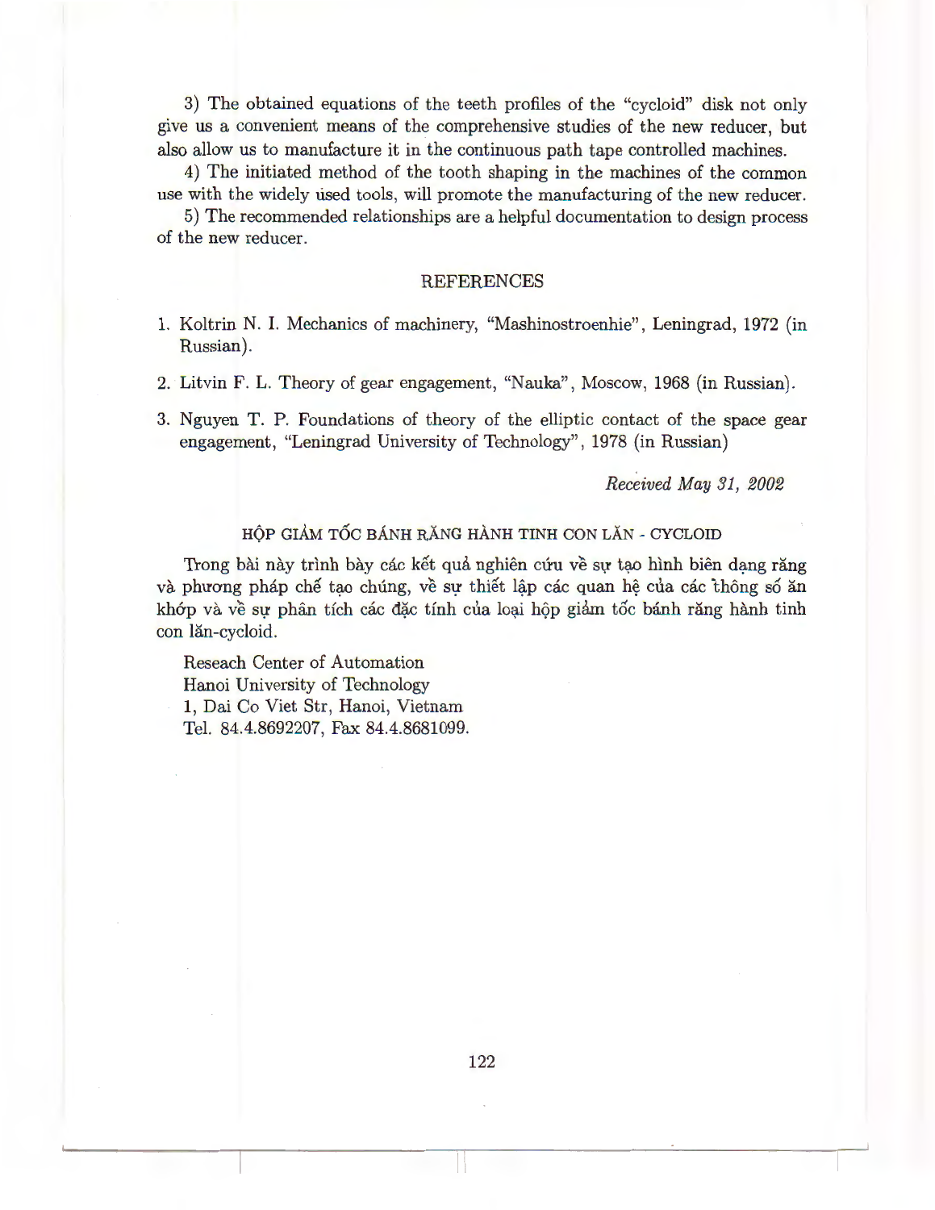3) The obtained equations of the teeth profiles of the "cycloid" disk not only give us a convenient means of the comprehensive studies of the new reducer, but also allow us to manufacture it in the continuous path tape controlled machines.

4) The initiated method of the tooth shaping in the machines of the common use with the widely used tools, will promote the manufacturing of the new reducer.

5) The recommended relationships are a helpful documentation to design process of the new reducer.

## REFERENCES

1. Koltrin N. I. Mechanics of machinery, "Mashinostroenhie", Leningrad, 1972 (in Russian).
2. Litvin F. L. Theory of gear engagement, "Nauka", Moscow, 1968 (in Russian).
3. Nguyen T. P. Foundations of theory of the elliptic contact of the space gear engagement, "Leningrad University of Technology", 1978 (in Russian)

*Received May 31, 2002*

### HỘP GIẢM TỐC BÁNH RĂNG HÀNH TINH CON LĂN - CYCLOID

Trong bài này trình bày các kết quả nghiên cứu về sự tạo hình biên dạng răng và phương pháp chế tạo chúng, về sự thiết lập các quan hệ của các thông số ăn khớp và về sự phân tích các đặc tính của loại hộp giảm tốc bánh răng hành tinh con lăn-cycloid.

Reseach Center of Automation  
Hanoi University of Technology  
1, Dai Co Viet Str, Hanoi, Vietnam  
Tel. 84.4.8692207, Fax 84.4.8681099.